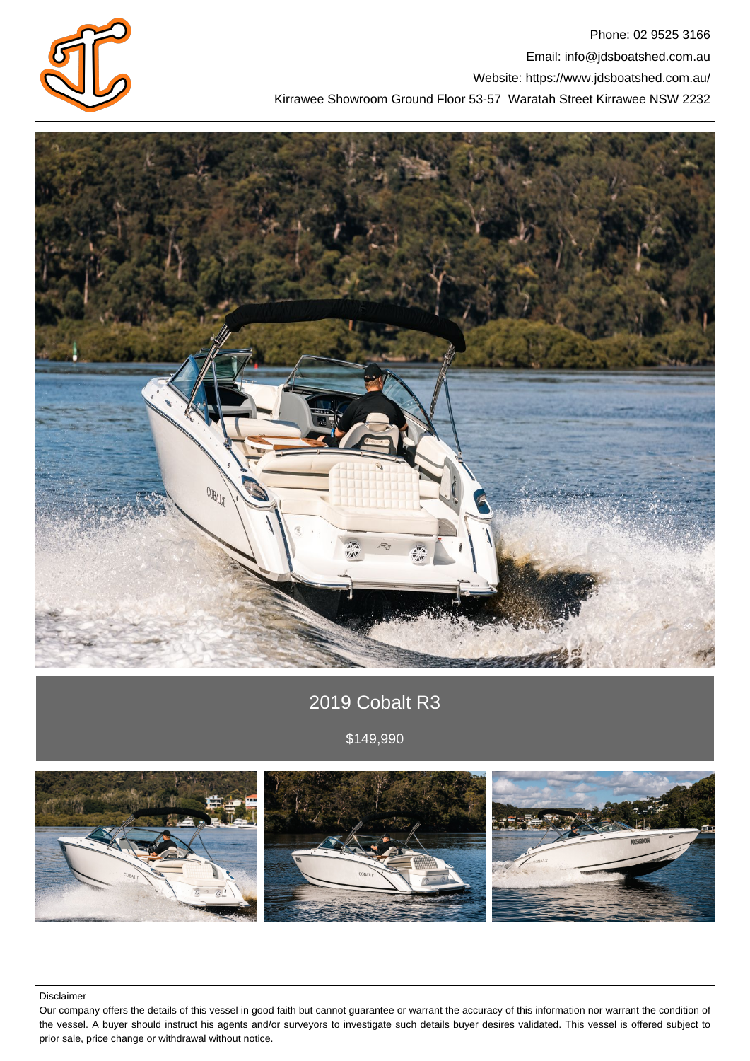Phone: 02 9525 3166

Email: info@jdsboatshed.com.au

Website: https://www.jdsboatshed.com.au/

Kirrawee Showroom Ground Floor 53-57 Waratah Street Kirrawee NSW 2232

# 2019 Cobalt R3

$149,990

Disclaimer

Our company offers the details of this vessel in good faith but cannot guarantee or warrant the accuracy of this information nor warrant the condition of the vessel. A buyer should instruct his agents and/or surveyors to investigate such details buyer desires validated. This vessel is offered subject to prior sale, price change or withdrawal without notice.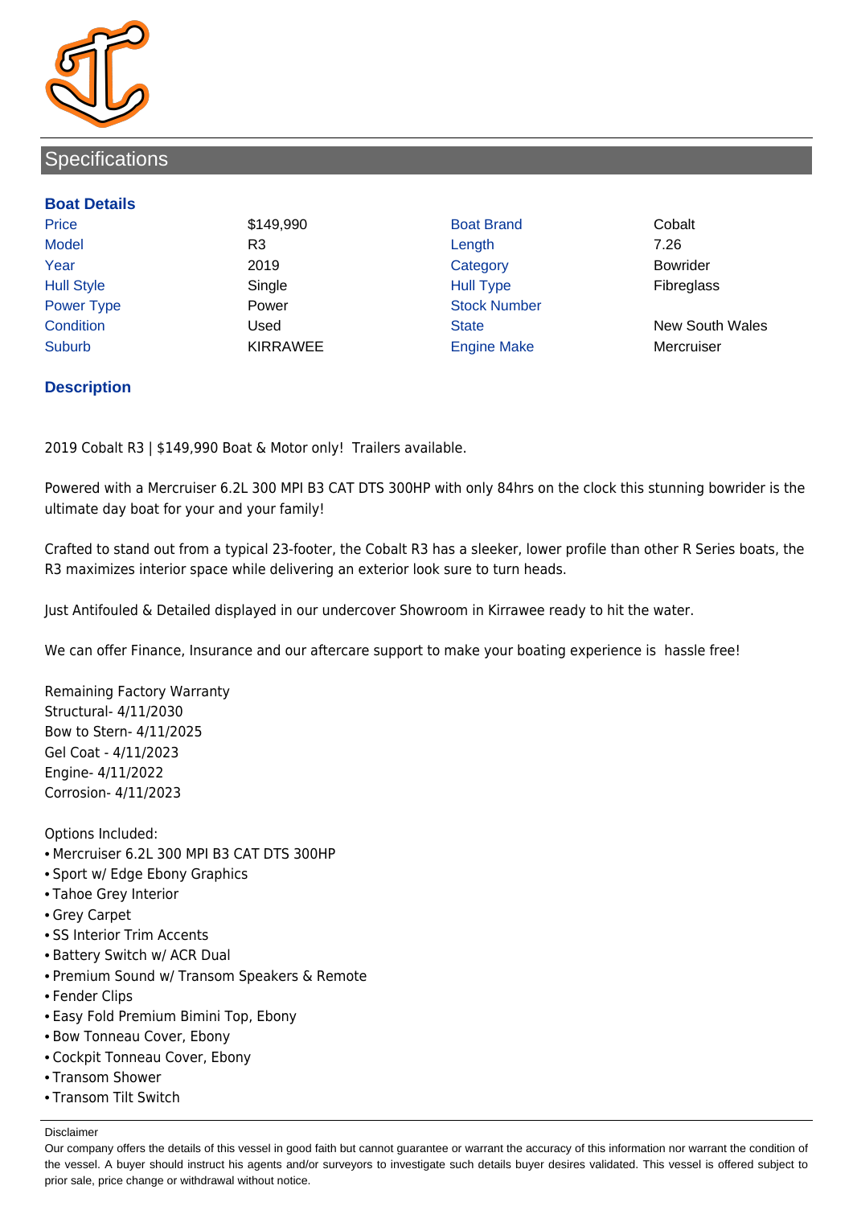## Specifications

### Boat Details

| Price | $149,990 | Boat Brand | Cobalt |
|---|---|---|---|
| Model | R3 | Length | 7.26 |
| Year | 2019 | Category | Bowrider |
| Hull Style | Single | Hull Type | Fibreglass |
| Power Type | Power | Stock Number | |
| Condition | Used | State | New South Wales |
| Suburb | KIRRAWEE | Engine Make | Mercruiser |

### Description

2019 Cobalt R3 | $149,990 Boat & Motor only!  Trailers available.

Powered with a Mercruiser 6.2L 300 MPI B3 CAT DTS 300HP with only 84hrs on the clock this stunning bowrider is the ultimate day boat for your and your family!

Crafted to stand out from a typical 23-footer, the Cobalt R3 has a sleeker, lower profile than other R Series boats, the R3 maximizes interior space while delivering an exterior look sure to turn heads.

Just Antifouled & Detailed displayed in our undercover Showroom in Kirrawee ready to hit the water.

We can offer Finance, Insurance and our aftercare support to make your boating experience is  hassle free!

Remaining Factory Warranty
Structural- 4/11/2030
Bow to Stern- 4/11/2025
Gel Coat - 4/11/2023
Engine- 4/11/2022
Corrosion- 4/11/2023

Options Included:
- Mercruiser 6.2L 300 MPI B3 CAT DTS 300HP
- Sport w/ Edge Ebony Graphics
- Tahoe Grey Interior
- Grey Carpet
- SS Interior Trim Accents
- Battery Switch w/ ACR Dual
- Premium Sound w/ Transom Speakers & Remote
- Fender Clips
- Easy Fold Premium Bimini Top, Ebony
- Bow Tonneau Cover, Ebony
- Cockpit Tonneau Cover, Ebony
- Transom Shower
- Transom Tilt Switch

Disclaimer
Our company offers the details of this vessel in good faith but cannot guarantee or warrant the accuracy of this information nor warrant the condition of the vessel. A buyer should instruct his agents and/or surveyors to investigate such details buyer desires validated. This vessel is offered subject to prior sale, price change or withdrawal without notice.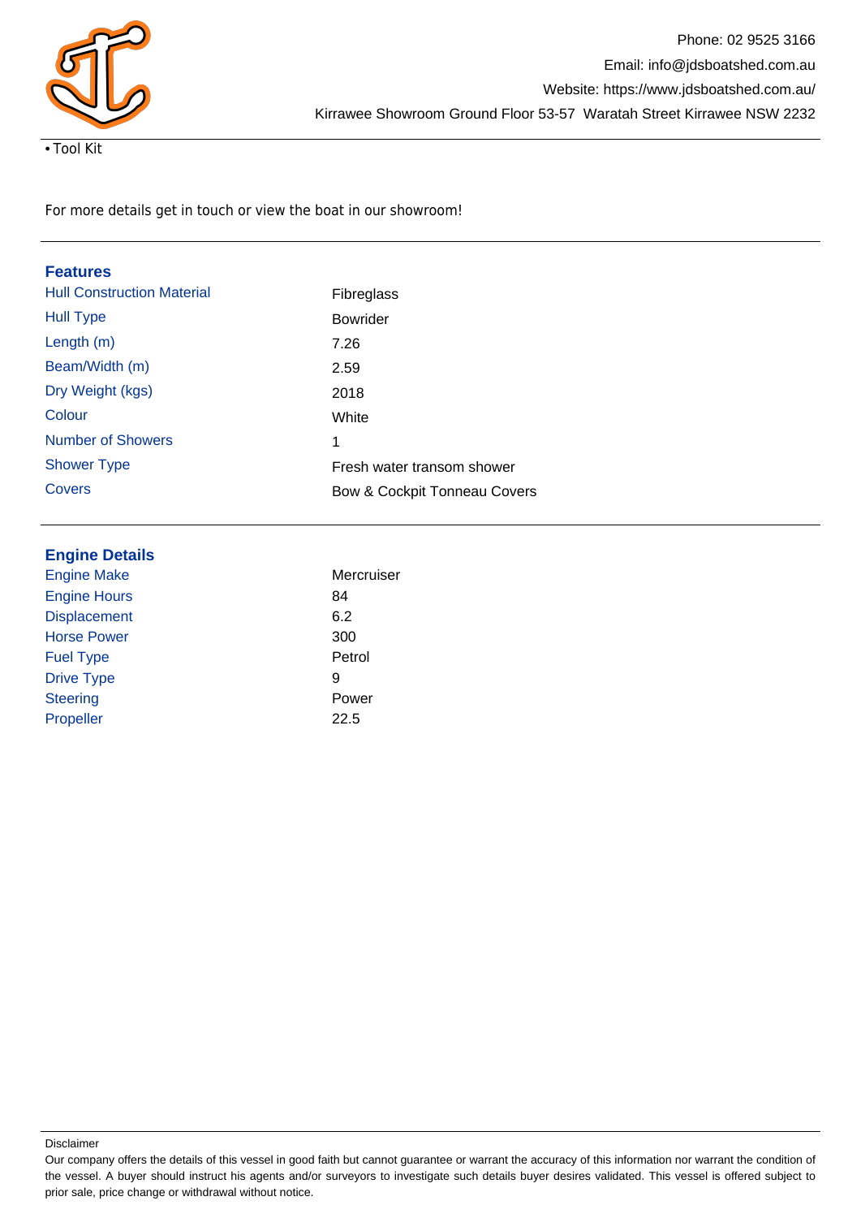• Tool Kit

For more details get in touch or view the boat in our showroom!

## Features

| | |
|---|---|
| Hull Construction Material | Fibreglass |
| Hull Type | Bowrider |
| Length (m) | 7.26 |
| Beam/Width (m) | 2.59 |
| Dry Weight (kgs) | 2018 |
| Colour | White |
| Number of Showers | 1 |
| Shower Type | Fresh water transom shower |
| Covers | Bow & Cockpit Tonneau Covers |

## Engine Details

| | |
|---|---|
| Engine Make | Mercruiser |
| Engine Hours | 84 |
| Displacement | 6.2 |
| Horse Power | 300 |
| Fuel Type | Petrol |
| Drive Type | 9 |
| Steering | Power |
| Propeller | 22.5 |

Disclaimer

Our company offers the details of this vessel in good faith but cannot guarantee or warrant the accuracy of this information nor warrant the condition of the vessel. A buyer should instruct his agents and/or surveyors to investigate such details buyer desires validated. This vessel is offered subject to prior sale, price change or withdrawal without notice.